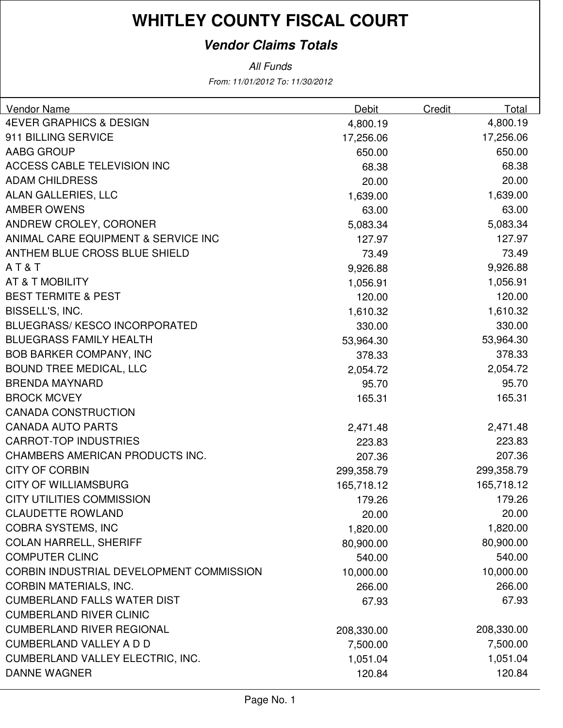# WHITLEY COUNTY FISCAL COURT

## *Vendor Claims Totals*

*All Funds*

*From: 11/01/2012 To: 11/30/2012*

| Vendor Name | Debit | Credit | Total |
|---|---|---|---|
| 4EVER GRAPHICS & DESIGN | 4,800.19 | | 4,800.19 |
| 911 BILLING SERVICE | 17,256.06 | | 17,256.06 |
| AABG GROUP | 650.00 | | 650.00 |
| ACCESS CABLE TELEVISION INC | 68.38 | | 68.38 |
| ADAM CHILDRESS | 20.00 | | 20.00 |
| ALAN GALLERIES, LLC | 1,639.00 | | 1,639.00 |
| AMBER OWENS | 63.00 | | 63.00 |
| ANDREW CROLEY, CORONER | 5,083.34 | | 5,083.34 |
| ANIMAL CARE EQUIPMENT & SERVICE INC | 127.97 | | 127.97 |
| ANTHEM BLUE CROSS BLUE SHIELD | 73.49 | | 73.49 |
| A T & T | 9,926.88 | | 9,926.88 |
| AT & T MOBILITY | 1,056.91 | | 1,056.91 |
| BEST TERMITE & PEST | 120.00 | | 120.00 |
| BISSELL'S, INC. | 1,610.32 | | 1,610.32 |
| BLUEGRASS/ KESCO INCORPORATED | 330.00 | | 330.00 |
| BLUEGRASS FAMILY HEALTH | 53,964.30 | | 53,964.30 |
| BOB BARKER COMPANY, INC | 378.33 | | 378.33 |
| BOUND TREE MEDICAL, LLC | 2,054.72 | | 2,054.72 |
| BRENDA MAYNARD | 95.70 | | 95.70 |
| BROCK MCVEY | 165.31 | | 165.31 |
| CANADA CONSTRUCTION | | | |
| CANADA AUTO PARTS | 2,471.48 | | 2,471.48 |
| CARROT-TOP INDUSTRIES | 223.83 | | 223.83 |
| CHAMBERS AMERICAN PRODUCTS INC. | 207.36 | | 207.36 |
| CITY OF CORBIN | 299,358.79 | | 299,358.79 |
| CITY OF WILLIAMSBURG | 165,718.12 | | 165,718.12 |
| CITY UTILITIES COMMISSION | 179.26 | | 179.26 |
| CLAUDETTE ROWLAND | 20.00 | | 20.00 |
| COBRA SYSTEMS, INC | 1,820.00 | | 1,820.00 |
| COLAN HARRELL, SHERIFF | 80,900.00 | | 80,900.00 |
| COMPUTER CLINC | 540.00 | | 540.00 |
| CORBIN INDUSTRIAL DEVELOPMENT COMMISSION | 10,000.00 | | 10,000.00 |
| CORBIN MATERIALS, INC. | 266.00 | | 266.00 |
| CUMBERLAND FALLS WATER DIST | 67.93 | | 67.93 |
| CUMBERLAND RIVER CLINIC | | | |
| CUMBERLAND RIVER REGIONAL | 208,330.00 | | 208,330.00 |
| CUMBERLAND VALLEY A D D | 7,500.00 | | 7,500.00 |
| CUMBERLAND VALLEY ELECTRIC, INC. | 1,051.04 | | 1,051.04 |
| DANNE WAGNER | 120.84 | | 120.84 |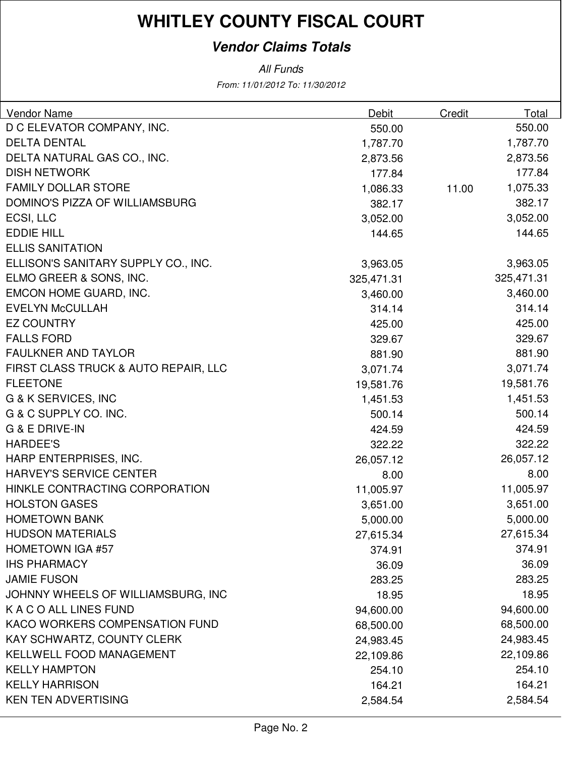# WHITLEY COUNTY FISCAL COURT

## *Vendor Claims Totals*

*All Funds*

*From: 11/01/2012 To: 11/30/2012*

| Vendor Name | Debit | Credit | Total |
|---|---|---|---|
| D C ELEVATOR COMPANY, INC. | 550.00 | | 550.00 |
| DELTA DENTAL | 1,787.70 | | 1,787.70 |
| DELTA NATURAL GAS CO., INC. | 2,873.56 | | 2,873.56 |
| DISH NETWORK | 177.84 | | 177.84 |
| FAMILY DOLLAR STORE | 1,086.33 | 11.00 | 1,075.33 |
| DOMINO'S PIZZA OF WILLIAMSBURG | 382.17 | | 382.17 |
| ECSI, LLC | 3,052.00 | | 3,052.00 |
| EDDIE HILL | 144.65 | | 144.65 |
| ELLIS SANITATION | | | |
| ELLISON'S SANITARY SUPPLY CO., INC. | 3,963.05 | | 3,963.05 |
| ELMO GREER & SONS, INC. | 325,471.31 | | 325,471.31 |
| EMCON HOME GUARD, INC. | 3,460.00 | | 3,460.00 |
| EVELYN McCULLAH | 314.14 | | 314.14 |
| EZ COUNTRY | 425.00 | | 425.00 |
| FALLS FORD | 329.67 | | 329.67 |
| FAULKNER AND TAYLOR | 881.90 | | 881.90 |
| FIRST CLASS TRUCK & AUTO REPAIR, LLC | 3,071.74 | | 3,071.74 |
| FLEETONE | 19,581.76 | | 19,581.76 |
| G & K SERVICES, INC | 1,451.53 | | 1,451.53 |
| G & C SUPPLY CO. INC. | 500.14 | | 500.14 |
| G & E DRIVE-IN | 424.59 | | 424.59 |
| HARDEE'S | 322.22 | | 322.22 |
| HARP ENTERPRISES, INC. | 26,057.12 | | 26,057.12 |
| HARVEY'S SERVICE CENTER | 8.00 | | 8.00 |
| HINKLE CONTRACTING CORPORATION | 11,005.97 | | 11,005.97 |
| HOLSTON GASES | 3,651.00 | | 3,651.00 |
| HOMETOWN BANK | 5,000.00 | | 5,000.00 |
| HUDSON MATERIALS | 27,615.34 | | 27,615.34 |
| HOMETOWN IGA #57 | 374.91 | | 374.91 |
| IHS PHARMACY | 36.09 | | 36.09 |
| JAMIE FUSON | 283.25 | | 283.25 |
| JOHNNY WHEELS OF WILLIAMSBURG, INC | 18.95 | | 18.95 |
| K A C O ALL LINES FUND | 94,600.00 | | 94,600.00 |
| KACO WORKERS COMPENSATION FUND | 68,500.00 | | 68,500.00 |
| KAY SCHWARTZ, COUNTY CLERK | 24,983.45 | | 24,983.45 |
| KELLWELL FOOD MANAGEMENT | 22,109.86 | | 22,109.86 |
| KELLY HAMPTON | 254.10 | | 254.10 |
| KELLY HARRISON | 164.21 | | 164.21 |
| KEN TEN ADVERTISING | 2,584.54 | | 2,584.54 |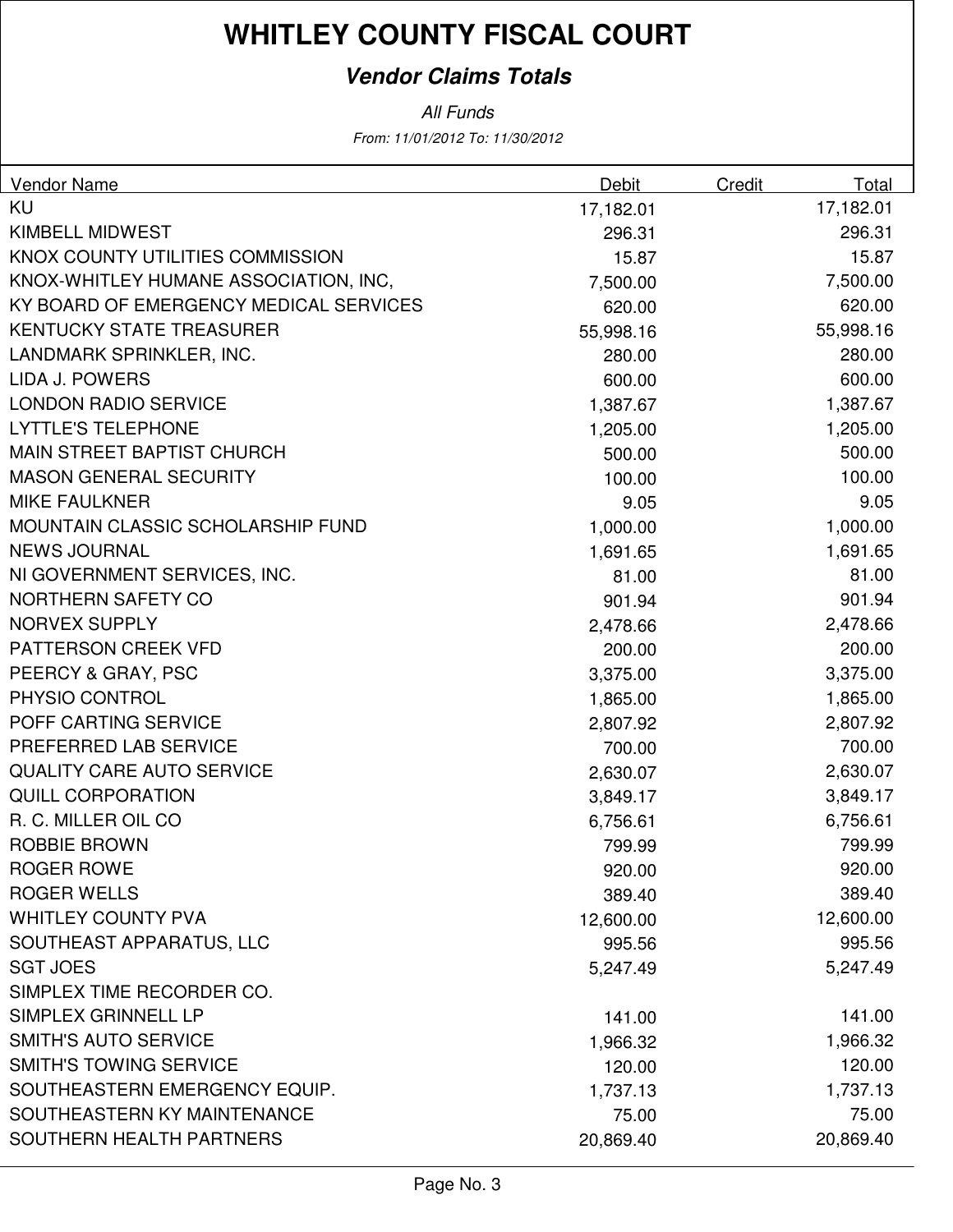# WHITLEY COUNTY FISCAL COURT

## *Vendor Claims Totals*

*All Funds*

*From: 11/01/2012 To: 11/30/2012*

| Vendor Name | Debit | Credit | Total |
|---|---|---|---|
| KU | 17,182.01 | | 17,182.01 |
| KIMBELL MIDWEST | 296.31 | | 296.31 |
| KNOX COUNTY UTILITIES COMMISSION | 15.87 | | 15.87 |
| KNOX-WHITLEY HUMANE ASSOCIATION, INC, | 7,500.00 | | 7,500.00 |
| KY BOARD OF EMERGENCY MEDICAL SERVICES | 620.00 | | 620.00 |
| KENTUCKY STATE TREASURER | 55,998.16 | | 55,998.16 |
| LANDMARK SPRINKLER, INC. | 280.00 | | 280.00 |
| LIDA J. POWERS | 600.00 | | 600.00 |
| LONDON RADIO SERVICE | 1,387.67 | | 1,387.67 |
| LYTTLE'S TELEPHONE | 1,205.00 | | 1,205.00 |
| MAIN STREET BAPTIST CHURCH | 500.00 | | 500.00 |
| MASON GENERAL SECURITY | 100.00 | | 100.00 |
| MIKE FAULKNER | 9.05 | | 9.05 |
| MOUNTAIN CLASSIC SCHOLARSHIP FUND | 1,000.00 | | 1,000.00 |
| NEWS JOURNAL | 1,691.65 | | 1,691.65 |
| NI GOVERNMENT SERVICES, INC. | 81.00 | | 81.00 |
| NORTHERN SAFETY CO | 901.94 | | 901.94 |
| NORVEX SUPPLY | 2,478.66 | | 2,478.66 |
| PATTERSON CREEK VFD | 200.00 | | 200.00 |
| PEERCY & GRAY, PSC | 3,375.00 | | 3,375.00 |
| PHYSIO CONTROL | 1,865.00 | | 1,865.00 |
| POFF CARTING SERVICE | 2,807.92 | | 2,807.92 |
| PREFERRED LAB SERVICE | 700.00 | | 700.00 |
| QUALITY CARE AUTO SERVICE | 2,630.07 | | 2,630.07 |
| QUILL CORPORATION | 3,849.17 | | 3,849.17 |
| R. C. MILLER OIL CO | 6,756.61 | | 6,756.61 |
| ROBBIE BROWN | 799.99 | | 799.99 |
| ROGER ROWE | 920.00 | | 920.00 |
| ROGER WELLS | 389.40 | | 389.40 |
| WHITLEY COUNTY PVA | 12,600.00 | | 12,600.00 |
| SOUTHEAST APPARATUS, LLC | 995.56 | | 995.56 |
| SGT JOES | 5,247.49 | | 5,247.49 |
| SIMPLEX TIME RECORDER CO. SIMPLEX GRINNELL LP | 141.00 | | 141.00 |
| SMITH'S AUTO SERVICE | 1,966.32 | | 1,966.32 |
| SMITH'S TOWING SERVICE | 120.00 | | 120.00 |
| SOUTHEASTERN EMERGENCY EQUIP. | 1,737.13 | | 1,737.13 |
| SOUTHEASTERN KY MAINTENANCE | 75.00 | | 75.00 |
| SOUTHERN HEALTH PARTNERS | 20,869.40 | | 20,869.40 |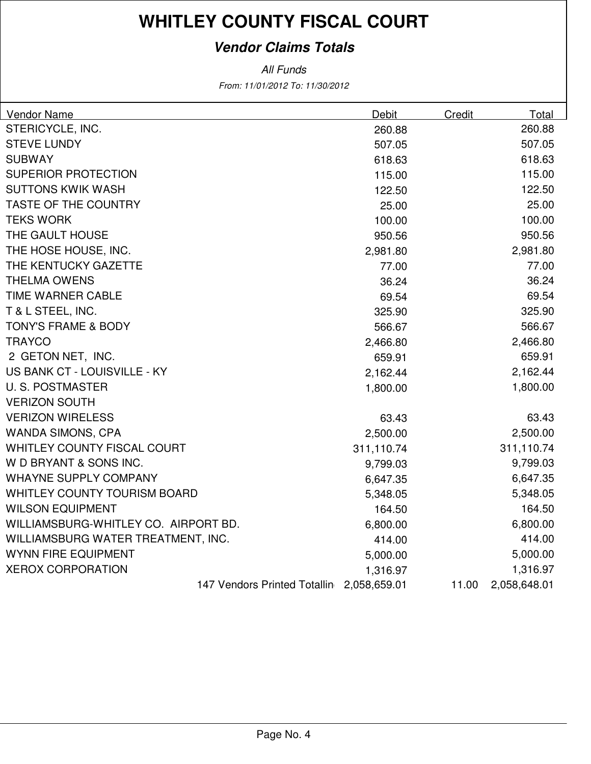# WHITLEY COUNTY FISCAL COURT

## *Vendor Claims Totals*

*All Funds*

*From: 11/01/2012 To: 11/30/2012*

| Vendor Name | Debit | Credit | Total |
|---|---|---|---|
| STERICYCLE, INC. | 260.88 | | 260.88 |
| STEVE LUNDY | 507.05 | | 507.05 |
| SUBWAY | 618.63 | | 618.63 |
| SUPERIOR PROTECTION | 115.00 | | 115.00 |
| SUTTONS KWIK WASH | 122.50 | | 122.50 |
| TASTE OF THE COUNTRY | 25.00 | | 25.00 |
| TEKS WORK | 100.00 | | 100.00 |
| THE GAULT HOUSE | 950.56 | | 950.56 |
| THE HOSE HOUSE, INC. | 2,981.80 | | 2,981.80 |
| THE KENTUCKY GAZETTE | 77.00 | | 77.00 |
| THELMA OWENS | 36.24 | | 36.24 |
| TIME WARNER CABLE | 69.54 | | 69.54 |
| T & L STEEL, INC. | 325.90 | | 325.90 |
| TONY'S FRAME & BODY | 566.67 | | 566.67 |
| TRAYCO | 2,466.80 | | 2,466.80 |
| 2 GETON NET, INC. | 659.91 | | 659.91 |
| US BANK CT - LOUISVILLE - KY | 2,162.44 | | 2,162.44 |
| U. S. POSTMASTER | 1,800.00 | | 1,800.00 |
| VERIZON SOUTH | | | |
| VERIZON WIRELESS | 63.43 | | 63.43 |
| WANDA SIMONS, CPA | 2,500.00 | | 2,500.00 |
| WHITLEY COUNTY FISCAL COURT | 311,110.74 | | 311,110.74 |
| W D BRYANT & SONS INC. | 9,799.03 | | 9,799.03 |
| WHAYNE SUPPLY COMPANY | 6,647.35 | | 6,647.35 |
| WHITLEY COUNTY TOURISM BOARD | 5,348.05 | | 5,348.05 |
| WILSON EQUIPMENT | 164.50 | | 164.50 |
| WILLIAMSBURG-WHITLEY CO. AIRPORT BD. | 6,800.00 | | 6,800.00 |
| WILLIAMSBURG WATER TREATMENT, INC. | 414.00 | | 414.00 |
| WYNN FIRE EQUIPMENT | 5,000.00 | | 5,000.00 |
| XEROX CORPORATION | 1,316.97 | | 1,316.97 |
| 147 Vendors Printed Totallin | 2,058,659.01 | 11.00 | 2,058,648.01 |